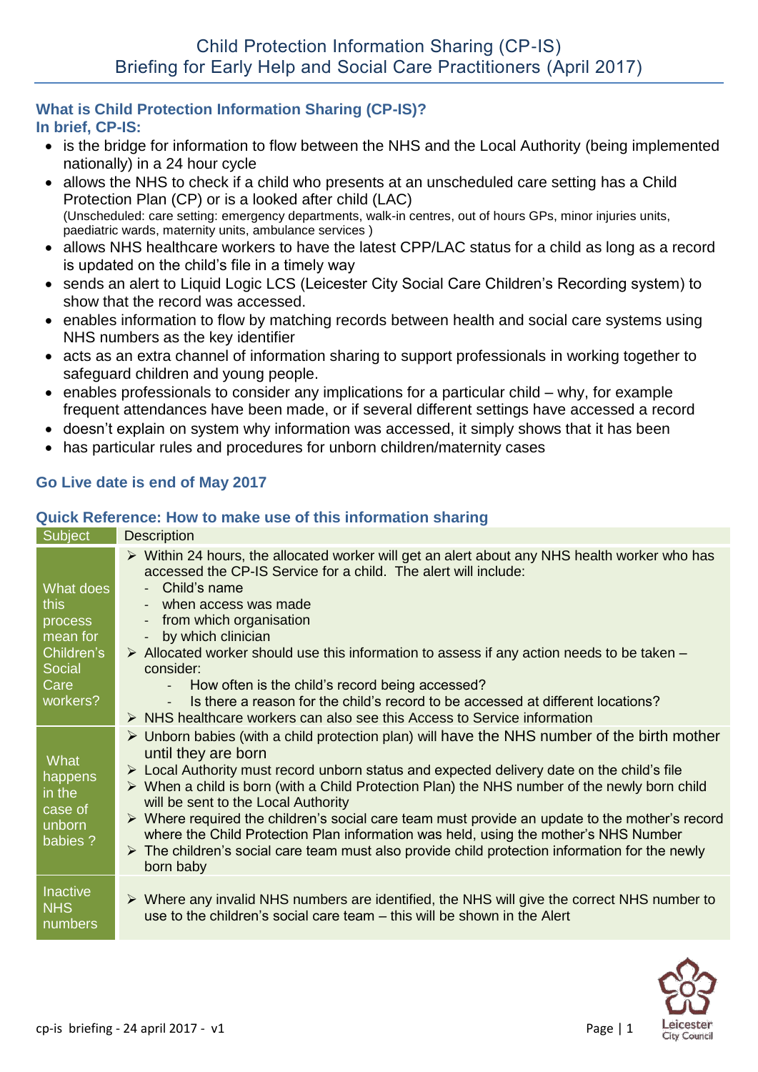# Child Protection Information Sharing (CP-IS)
# Briefing for Early Help and Social Care Practitioners (April 2017)

## What is Child Protection Information Sharing (CP-IS)?
## In brief, CP-IS:

- is the bridge for information to flow between the NHS and the Local Authority (being implemented nationally) in a 24 hour cycle
- allows the NHS to check if a child who presents at an unscheduled care setting has a Child Protection Plan (CP) or is a looked after child (LAC)
  (Unscheduled: care setting: emergency departments, walk-in centres, out of hours GPs, minor injuries units, paediatric wards, maternity units, ambulance services )
- allows NHS healthcare workers to have the latest CPP/LAC status for a child as long as a record is updated on the child's file in a timely way
- sends an alert to Liquid Logic LCS (Leicester City Social Care Children's Recording system) to show that the record was accessed.
- enables information to flow by matching records between health and social care systems using NHS numbers as the key identifier
- acts as an extra channel of information sharing to support professionals in working together to safeguard children and young people.
- enables professionals to consider any implications for a particular child – why, for example frequent attendances have been made, or if several different settings have accessed a record
- doesn't explain on system why information was accessed, it simply shows that it has been
- has particular rules and procedures for unborn children/maternity cases

## Go Live date is end of May 2017

## Quick Reference: How to make use of this information sharing

| Subject | Description |
|---|---|
| What does this process mean for Children's Social Care workers? | ➢ Within 24 hours, the allocated worker will get an alert about any NHS health worker who has accessed the CP-IS Service for a child. The alert will include:<br>- Child's name<br>- when access was made<br>- from which organisation<br>- by which clinician<br>➢ Allocated worker should use this information to assess if any action needs to be taken – consider:<br>- How often is the child's record being accessed?<br>- Is there a reason for the child's record to be accessed at different locations?<br>➢ NHS healthcare workers can also see this Access to Service information |
| What happens in the case of unborn babies ? | ➢ Unborn babies (with a child protection plan) will have the NHS number of the birth mother until they are born<br>➢ Local Authority must record unborn status and expected delivery date on the child's file<br>➢ When a child is born (with a Child Protection Plan) the NHS number of the newly born child will be sent to the Local Authority<br>➢ Where required the children's social care team must provide an update to the mother's record where the Child Protection Plan information was held, using the mother's NHS Number<br>➢ The children's social care team must also provide child protection information for the newly born baby |
| Inactive NHS numbers | ➢ Where any invalid NHS numbers are identified, the NHS will give the correct NHS number to use to the children's social care team – this will be shown in the Alert |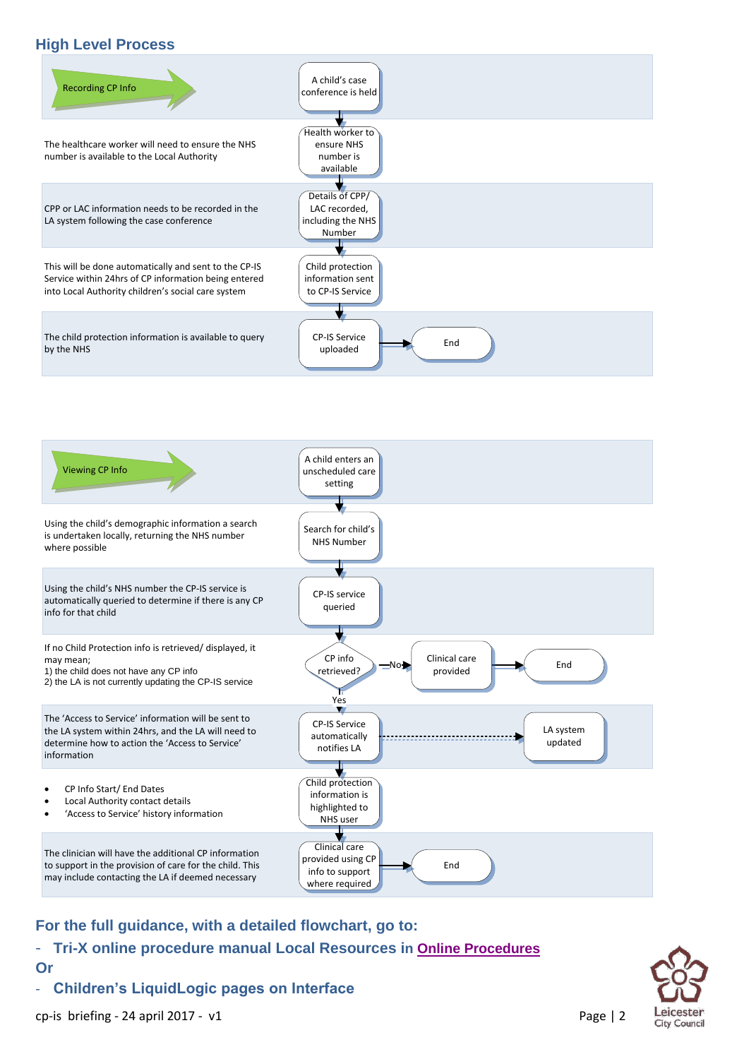## High Level Process

**Recording CP Info**

A child's case conference is held

The healthcare worker will need to ensure the NHS number is available to the Local Authority

Health worker to ensure NHS number is available

CPP or LAC information needs to be recorded in the LA system following the case conference

Details of CPP/ LAC recorded, including the NHS Number

This will be done automatically and sent to the CP-IS Service within 24hrs of CP information being entered into Local Authority children's social care system

Child protection information sent to CP-IS Service

The child protection information is available to query by the NHS

CP-IS Service uploaded → End

**Viewing CP Info**

A child enters an unscheduled care setting

Using the child's demographic information a search is undertaken locally, returning the NHS number where possible

Search for child's NHS Number

Using the child's NHS number the CP-IS service is automatically queried to determine if there is any CP info for that child

CP-IS service queried

If no Child Protection info is retrieved/ displayed, it may mean;
1) the child does not have any CP info
2) the LA is not currently updating the CP-IS service

CP info retrieved? —No→ Clinical care provided → End

Yes

The 'Access to Service' information will be sent to the LA system within 24hrs, and the LA will need to determine how to action the 'Access to Service' information

CP-IS Service automatically notifies LA → LA system updated

- CP Info Start/ End Dates
- Local Authority contact details
- 'Access to Service' history information

Child protection information is highlighted to NHS user

The clinician will have the additional CP information to support in the provision of care for the child. This may include contacting the LA if deemed necessary

Clinical care provided using CP info to support where required → End

### For the full guidance, with a detailed flowchart, go to:

- **Tri-X online procedure manual Local Resources in Online Procedures**

**Or**

- **Children's LiquidLogic pages on Interface**

cp-is briefing - 24 april 2017 - v1

Leicester City Council